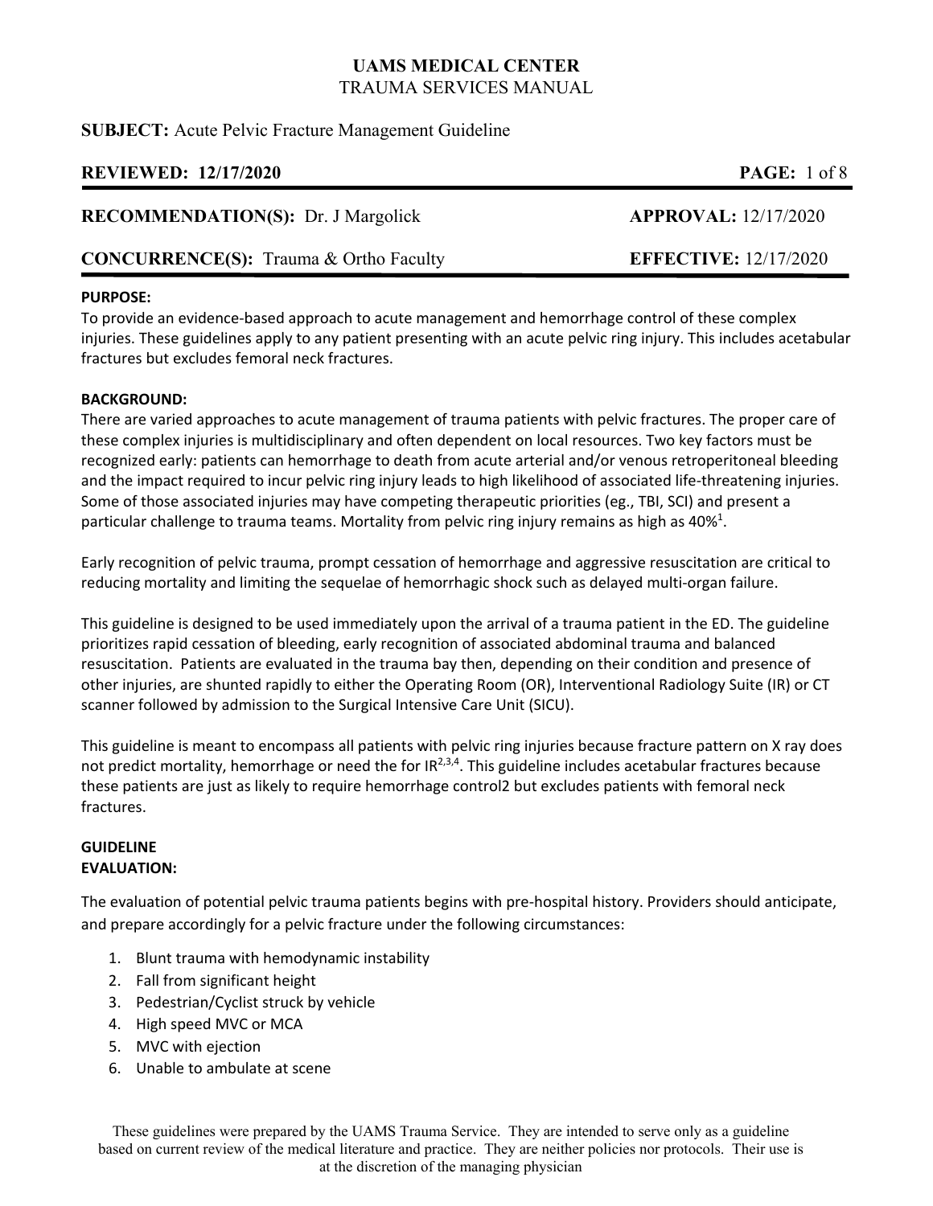# UAMS MEDICAL CENTER
## TRAUMA SERVICES MANUAL

**SUBJECT:** Acute Pelvic Fracture Management Guideline

**REVIEWED: 12/17/2020**

**RECOMMENDATION(S):** Dr. J Margolick | **APPROVAL:** 12/17/2020

**CONCURRENCE(S):** Trauma & Ortho Faculty | **EFFECTIVE:** 12/17/2020

**PURPOSE:**

To provide an evidence-based approach to acute management and hemorrhage control of these complex injuries. These guidelines apply to any patient presenting with an acute pelvic ring injury. This includes acetabular fractures but excludes femoral neck fractures.

**BACKGROUND:**

There are varied approaches to acute management of trauma patients with pelvic fractures. The proper care of these complex injuries is multidisciplinary and often dependent on local resources. Two key factors must be recognized early: patients can hemorrhage to death from acute arterial and/or venous retroperitoneal bleeding and the impact required to incur pelvic ring injury leads to high likelihood of associated life-threatening injuries. Some of those associated injuries may have competing therapeutic priorities (eg., TBI, SCI) and present a particular challenge to trauma teams. Mortality from pelvic ring injury remains as high as 40%[1].

Early recognition of pelvic trauma, prompt cessation of hemorrhage and aggressive resuscitation are critical to reducing mortality and limiting the sequelae of hemorrhagic shock such as delayed multi-organ failure.

This guideline is designed to be used immediately upon the arrival of a trauma patient in the ED. The guideline prioritizes rapid cessation of bleeding, early recognition of associated abdominal trauma and balanced resuscitation. Patients are evaluated in the trauma bay then, depending on their condition and presence of other injuries, are shunted rapidly to either the Operating Room (OR), Interventional Radiology Suite (IR) or CT scanner followed by admission to the Surgical Intensive Care Unit (SICU).

This guideline is meant to encompass all patients with pelvic ring injuries because fracture pattern on X ray does not predict mortality, hemorrhage or need the for IR[2,3,4]. This guideline includes acetabular fractures because these patients are just as likely to require hemorrhage control2 but excludes patients with femoral neck fractures.

**GUIDELINE**

**EVALUATION:**

The evaluation of potential pelvic trauma patients begins with pre-hospital history. Providers should anticipate, and prepare accordingly for a pelvic fracture under the following circumstances:

1. Blunt trauma with hemodynamic instability
2. Fall from significant height
3. Pedestrian/Cyclist struck by vehicle
4. High speed MVC or MCA
5. MVC with ejection
6. Unable to ambulate at scene

These guidelines were prepared by the UAMS Trauma Service. They are intended to serve only as a guideline based on current review of the medical literature and practice. They are neither policies nor protocols. Their use is at the discretion of the managing physician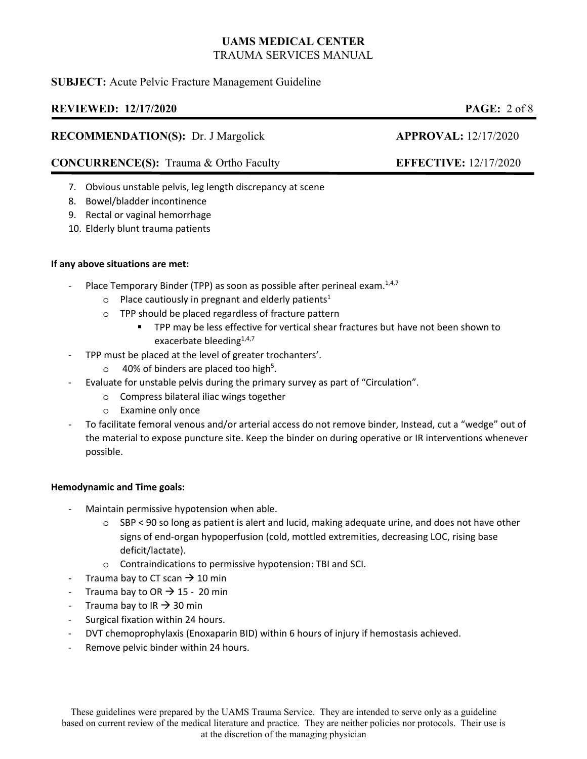7. Obvious unstable pelvis, leg length discrepancy at scene
8. Bowel/bladder incontinence
9. Rectal or vaginal hemorrhage
10. Elderly blunt trauma patients

**If any above situations are met:**

- Place Temporary Binder (TPP) as soon as possible after perineal exam.[1,4,7]
  - Place cautiously in pregnant and elderly patients[1]
  - TPP should be placed regardless of fracture pattern
    - TPP may be less effective for vertical shear fractures but have not been shown to exacerbate bleeding[1,4,7]
- TPP must be placed at the level of greater trochanters'.
  - 40% of binders are placed too high[5].
- Evaluate for unstable pelvis during the primary survey as part of "Circulation".
  - Compress bilateral iliac wings together
  - Examine only once
- To facilitate femoral venous and/or arterial access do not remove binder, Instead, cut a "wedge" out of the material to expose puncture site. Keep the binder on during operative or IR interventions whenever possible.

**Hemodynamic and Time goals:**

- Maintain permissive hypotension when able.
  - SBP < 90 so long as patient is alert and lucid, making adequate urine, and does not have other signs of end-organ hypoperfusion (cold, mottled extremities, decreasing LOC, rising base deficit/lactate).
  - Contraindications to permissive hypotension: TBI and SCI.
- Trauma bay to CT scan → 10 min
- Trauma bay to OR → 15 - 20 min
- Trauma bay to IR → 30 min
- Surgical fixation within 24 hours.
- DVT chemoprophylaxis (Enoxaparin BID) within 6 hours of injury if hemostasis achieved.
- Remove pelvic binder within 24 hours.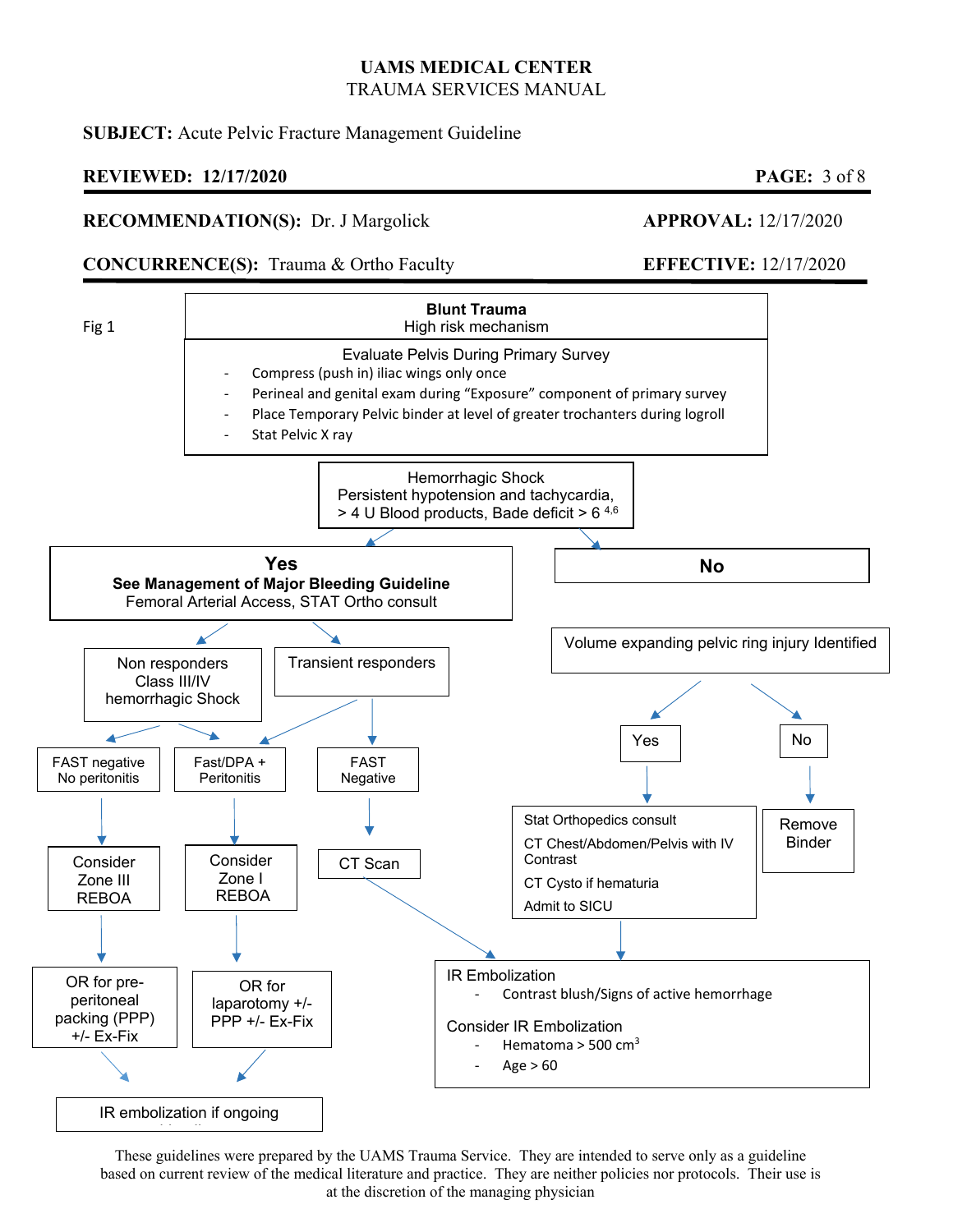**UAMS MEDICAL CENTER**
TRAUMA SERVICES MANUAL

**SUBJECT:** Acute Pelvic Fracture Management Guideline

**REVIEWED: 12/17/2020**

**RECOMMENDATION(S):** Dr. J Margolick

**APPROVAL:** 12/17/2020

**CONCURRENCE(S):** Trauma & Ortho Faculty

**EFFECTIVE:** 12/17/2020

Fig 1

**Blunt Trauma**
High risk mechanism

Evaluate Pelvis During Primary Survey

- Compress (push in) iliac wings only once
- Perineal and genital exam during "Exposure" component of primary survey
- Place Temporary Pelvic binder at level of greater trochanters during logroll
- Stat Pelvic X ray

Hemorrhagic Shock
Persistent hypotension and tachycardia,
> 4 U Blood products, Bade deficit > 6 [4,6]

**Yes**
**See Management of Major Bleeding Guideline**
Femoral Arterial Access, STAT Ortho consult

- Non responders Class III/IV hemorrhagic Shock
  - FAST negative No peritonitis → Consider Zone III REBOA → OR for pre-peritoneal packing (PPP) +/- Ex-Fix → IR embolization if ongoing
  - Fast/DPA + Peritonitis → Consider Zone I REBOA → OR for laparotomy +/- PPP +/- Ex-Fix → IR embolization if ongoing
- Transient responders
  - Fast/DPA + Peritonitis → Consider Zone I REBOA → OR for laparotomy +/- PPP +/- Ex-Fix → IR embolization if ongoing
  - FAST Negative → CT Scan → IR Embolization

**No**

Volume expanding pelvic ring injury Identified

- Yes →
  - Stat Orthopedics consult
  - CT Chest/Abdomen/Pelvis with IV Contrast
  - CT Cysto if hematuria
  - Admit to SICU
  
  → IR Embolization
- No → Remove Binder

IR Embolization

- Contrast blush/Signs of active hemorrhage

Consider IR Embolization

- Hematoma > 500 $cm^3$
- Age > 60

These guidelines were prepared by the UAMS Trauma Service. They are intended to serve only as a guideline based on current review of the medical literature and practice. They are neither policies nor protocols. Their use is at the discretion of the managing physician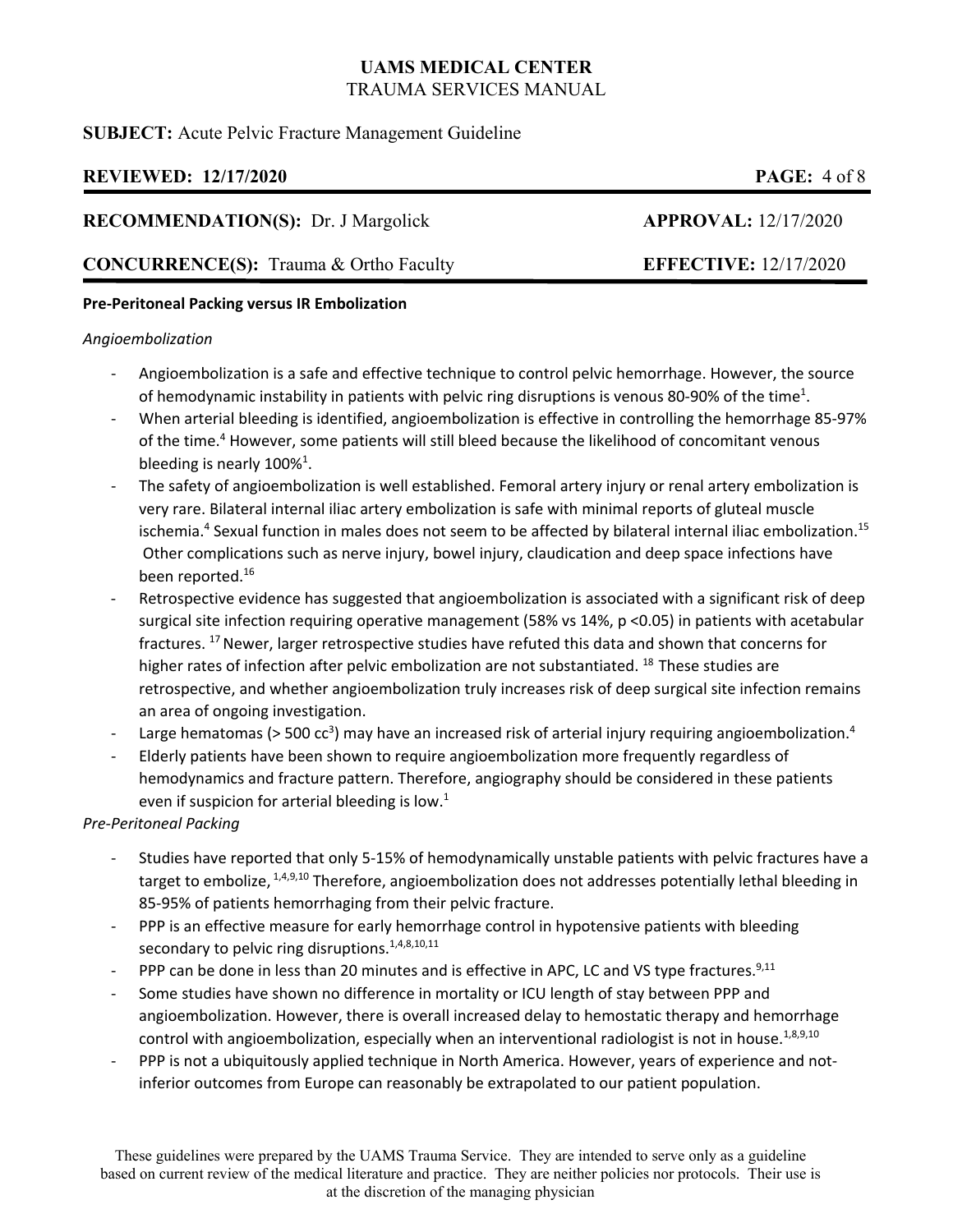**Pre-Peritoneal Packing versus IR Embolization**

*Angioembolization*

- Angioembolization is a safe and effective technique to control pelvic hemorrhage. However, the source of hemodynamic instability in patients with pelvic ring disruptions is venous 80-90% of the time[1].
- When arterial bleeding is identified, angioembolization is effective in controlling the hemorrhage 85-97% of the time.[4] However, some patients will still bleed because the likelihood of concomitant venous bleeding is nearly 100%[1].
- The safety of angioembolization is well established. Femoral artery injury or renal artery embolization is very rare. Bilateral internal iliac artery embolization is safe with minimal reports of gluteal muscle ischemia.[4] Sexual function in males does not seem to be affected by bilateral internal iliac embolization.[15] Other complications such as nerve injury, bowel injury, claudication and deep space infections have been reported.[16]
- Retrospective evidence has suggested that angioembolization is associated with a significant risk of deep surgical site infection requiring operative management (58% vs 14%, $p < 0.05$) in patients with acetabular fractures. [17] Newer, larger retrospective studies have refuted this data and shown that concerns for higher rates of infection after pelvic embolization are not substantiated. [18] These studies are retrospective, and whether angioembolization truly increases risk of deep surgical site infection remains an area of ongoing investigation.
- Large hematomas (> 500 $cc^3$) may have an increased risk of arterial injury requiring angioembolization.[4]
- Elderly patients have been shown to require angioembolization more frequently regardless of hemodynamics and fracture pattern. Therefore, angiography should be considered in these patients even if suspicion for arterial bleeding is low.[1]

*Pre-Peritoneal Packing*

- Studies have reported that only 5-15% of hemodynamically unstable patients with pelvic fractures have a target to embolize, [1,4,9,10] Therefore, angioembolization does not addresses potentially lethal bleeding in 85-95% of patients hemorrhaging from their pelvic fracture.
- PPP is an effective measure for early hemorrhage control in hypotensive patients with bleeding secondary to pelvic ring disruptions.[1,4,8,10,11]
- PPP can be done in less than 20 minutes and is effective in APC, LC and VS type fractures.[9,11]
- Some studies have shown no difference in mortality or ICU length of stay between PPP and angioembolization. However, there is overall increased delay to hemostatic therapy and hemorrhage control with angioembolization, especially when an interventional radiologist is not in house.[1,8,9,10]
- PPP is not a ubiquitously applied technique in North America. However, years of experience and not-inferior outcomes from Europe can reasonably be extrapolated to our patient population.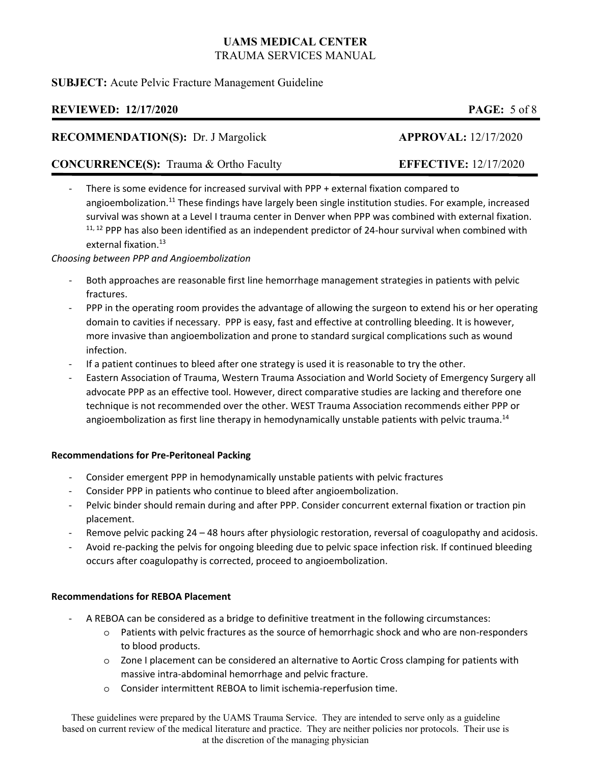- There is some evidence for increased survival with PPP + external fixation compared to angioembolization.[11] These findings have largely been single institution studies. For example, increased survival was shown at a Level I trauma center in Denver when PPP was combined with external fixation.[11, 12] PPP has also been identified as an independent predictor of 24-hour survival when combined with external fixation.[13]

*Choosing between PPP and Angioembolization*

- Both approaches are reasonable first line hemorrhage management strategies in patients with pelvic fractures.
- PPP in the operating room provides the advantage of allowing the surgeon to extend his or her operating domain to cavities if necessary. PPP is easy, fast and effective at controlling bleeding. It is however, more invasive than angioembolization and prone to standard surgical complications such as wound infection.
- If a patient continues to bleed after one strategy is used it is reasonable to try the other.
- Eastern Association of Trauma, Western Trauma Association and World Society of Emergency Surgery all advocate PPP as an effective tool. However, direct comparative studies are lacking and therefore one technique is not recommended over the other. WEST Trauma Association recommends either PPP or angioembolization as first line therapy in hemodynamically unstable patients with pelvic trauma.[14]

**Recommendations for Pre-Peritoneal Packing**

- Consider emergent PPP in hemodynamically unstable patients with pelvic fractures
- Consider PPP in patients who continue to bleed after angioembolization.
- Pelvic binder should remain during and after PPP. Consider concurrent external fixation or traction pin placement.
- Remove pelvic packing 24 – 48 hours after physiologic restoration, reversal of coagulopathy and acidosis.
- Avoid re-packing the pelvis for ongoing bleeding due to pelvic space infection risk. If continued bleeding occurs after coagulopathy is corrected, proceed to angioembolization.

**Recommendations for REBOA Placement**

- A REBOA can be considered as a bridge to definitive treatment in the following circumstances:
  - Patients with pelvic fractures as the source of hemorrhagic shock and who are non-responders to blood products.
  - Zone I placement can be considered an alternative to Aortic Cross clamping for patients with massive intra-abdominal hemorrhage and pelvic fracture.
  - Consider intermittent REBOA to limit ischemia-reperfusion time.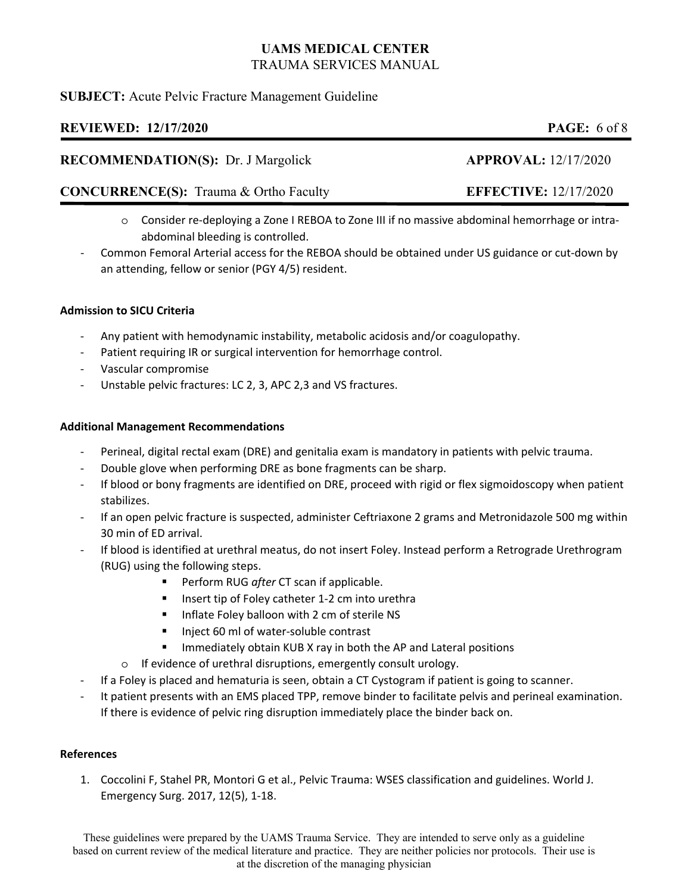- Consider re-deploying a Zone I REBOA to Zone III if no massive abdominal hemorrhage or intra-abdominal bleeding is controlled.

- Common Femoral Arterial access for the REBOA should be obtained under US guidance or cut-down by an attending, fellow or senior (PGY 4/5) resident.

**Admission to SICU Criteria**

- Any patient with hemodynamic instability, metabolic acidosis and/or coagulopathy.
- Patient requiring IR or surgical intervention for hemorrhage control.
- Vascular compromise
- Unstable pelvic fractures: LC 2, 3, APC 2,3 and VS fractures.

**Additional Management Recommendations**

- Perineal, digital rectal exam (DRE) and genitalia exam is mandatory in patients with pelvic trauma.
- Double glove when performing DRE as bone fragments can be sharp.
- If blood or bony fragments are identified on DRE, proceed with rigid or flex sigmoidoscopy when patient stabilizes.
- If an open pelvic fracture is suspected, administer Ceftriaxone 2 grams and Metronidazole 500 mg within 30 min of ED arrival.
- If blood is identified at urethral meatus, do not insert Foley. Instead perform a Retrograde Urethrogram (RUG) using the following steps.
    - Perform RUG *after* CT scan if applicable.
    - Insert tip of Foley catheter 1-2 cm into urethra
    - Inflate Foley balloon with 2 cm of sterile NS
    - Inject 60 ml of water-soluble contrast
    - Immediately obtain KUB X ray in both the AP and Lateral positions
  - If evidence of urethral disruptions, emergently consult urology.
- If a Foley is placed and hematuria is seen, obtain a CT Cystogram if patient is going to scanner.
- It patient presents with an EMS placed TPP, remove binder to facilitate pelvis and perineal examination. If there is evidence of pelvic ring disruption immediately place the binder back on.

**References**

1. Coccolini F, Stahel PR, Montori G et al., Pelvic Trauma: WSES classification and guidelines. World J. Emergency Surg. 2017, 12(5), 1-18.

These guidelines were prepared by the UAMS Trauma Service. They are intended to serve only as a guideline based on current review of the medical literature and practice. They are neither policies nor protocols. Their use is at the discretion of the managing physician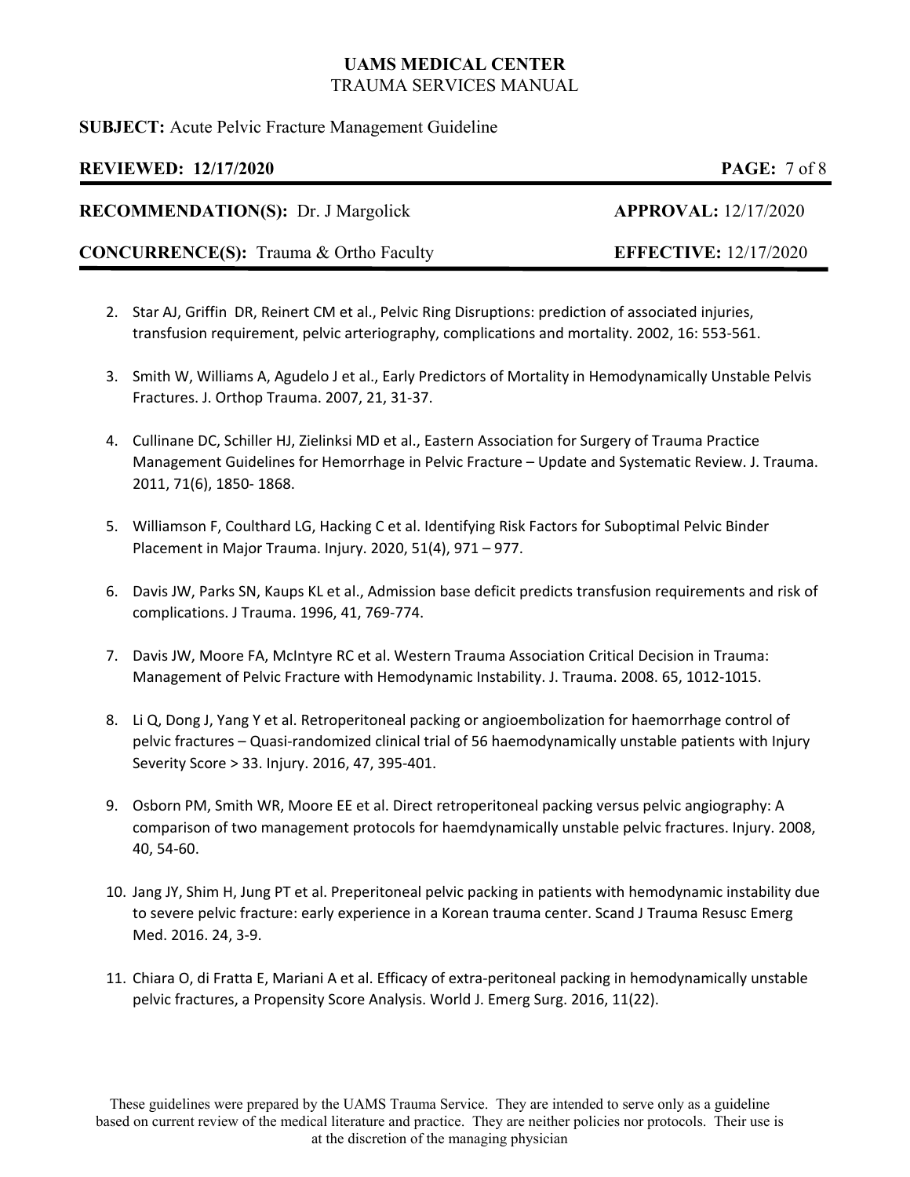2. Star AJ, Griffin DR, Reinert CM et al., Pelvic Ring Disruptions: prediction of associated injuries, transfusion requirement, pelvic arteriography, complications and mortality. 2002, 16: 553-561.

3. Smith W, Williams A, Agudelo J et al., Early Predictors of Mortality in Hemodynamically Unstable Pelvis Fractures. J. Orthop Trauma. 2007, 21, 31-37.

4. Cullinane DC, Schiller HJ, Zielinksi MD et al., Eastern Association for Surgery of Trauma Practice Management Guidelines for Hemorrhage in Pelvic Fracture – Update and Systematic Review. J. Trauma. 2011, 71(6), 1850- 1868.

5. Williamson F, Coulthard LG, Hacking C et al. Identifying Risk Factors for Suboptimal Pelvic Binder Placement in Major Trauma. Injury. 2020, 51(4), 971 – 977.

6. Davis JW, Parks SN, Kaups KL et al., Admission base deficit predicts transfusion requirements and risk of complications. J Trauma. 1996, 41, 769-774.

7. Davis JW, Moore FA, McIntyre RC et al. Western Trauma Association Critical Decision in Trauma: Management of Pelvic Fracture with Hemodynamic Instability. J. Trauma. 2008. 65, 1012-1015.

8. Li Q, Dong J, Yang Y et al. Retroperitoneal packing or angioembolization for haemorrhage control of pelvic fractures – Quasi-randomized clinical trial of 56 haemodynamically unstable patients with Injury Severity Score > 33. Injury. 2016, 47, 395-401.

9. Osborn PM, Smith WR, Moore EE et al. Direct retroperitoneal packing versus pelvic angiography: A comparison of two management protocols for haemdynamically unstable pelvic fractures. Injury. 2008, 40, 54-60.

10. Jang JY, Shim H, Jung PT et al. Preperitoneal pelvic packing in patients with hemodynamic instability due to severe pelvic fracture: early experience in a Korean trauma center. Scand J Trauma Resusc Emerg Med. 2016. 24, 3-9.

11. Chiara O, di Fratta E, Mariani A et al. Efficacy of extra-peritoneal packing in hemodynamically unstable pelvic fractures, a Propensity Score Analysis. World J. Emerg Surg. 2016, 11(22).

These guidelines were prepared by the UAMS Trauma Service. They are intended to serve only as a guideline based on current review of the medical literature and practice. They are neither policies nor protocols. Their use is at the discretion of the managing physician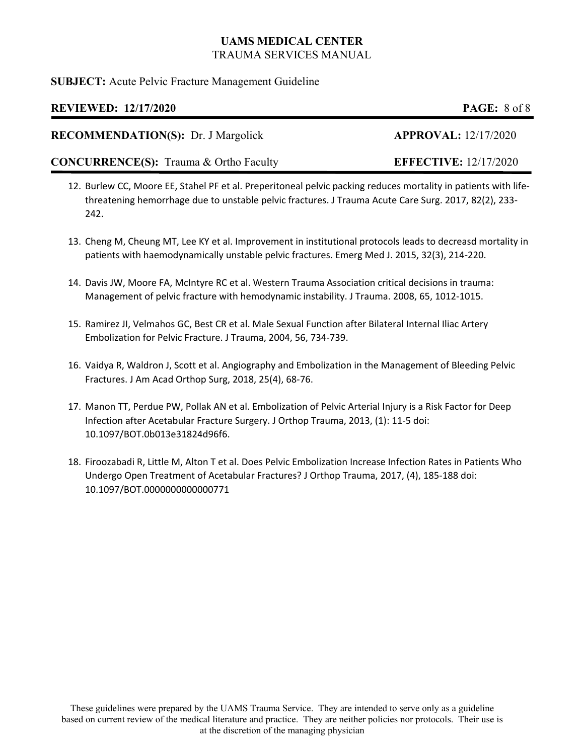12. Burlew CC, Moore EE, Stahel PF et al. Preperitoneal pelvic packing reduces mortality in patients with life-threatening hemorrhage due to unstable pelvic fractures. J Trauma Acute Care Surg. 2017, 82(2), 233-242.

13. Cheng M, Cheung MT, Lee KY et al. Improvement in institutional protocols leads to decreasd mortality in patients with haemodynamically unstable pelvic fractures. Emerg Med J. 2015, 32(3), 214-220.

14. Davis JW, Moore FA, McIntyre RC et al. Western Trauma Association critical decisions in trauma: Management of pelvic fracture with hemodynamic instability. J Trauma. 2008, 65, 1012-1015.

15. Ramirez JI, Velmahos GC, Best CR et al. Male Sexual Function after Bilateral Internal Iliac Artery Embolization for Pelvic Fracture. J Trauma, 2004, 56, 734-739.

16. Vaidya R, Waldron J, Scott et al. Angiography and Embolization in the Management of Bleeding Pelvic Fractures. J Am Acad Orthop Surg, 2018, 25(4), 68-76.

17. Manon TT, Perdue PW, Pollak AN et al. Embolization of Pelvic Arterial Injury is a Risk Factor for Deep Infection after Acetabular Fracture Surgery. J Orthop Trauma, 2013, (1): 11-5 doi: 10.1097/BOT.0b013e31824d96f6.

18. Firoozabadi R, Little M, Alton T et al. Does Pelvic Embolization Increase Infection Rates in Patients Who Undergo Open Treatment of Acetabular Fractures? J Orthop Trauma, 2017, (4), 185-188 doi: 10.1097/BOT.0000000000000771

These guidelines were prepared by the UAMS Trauma Service. They are intended to serve only as a guideline based on current review of the medical literature and practice. They are neither policies nor protocols. Their use is at the discretion of the managing physician